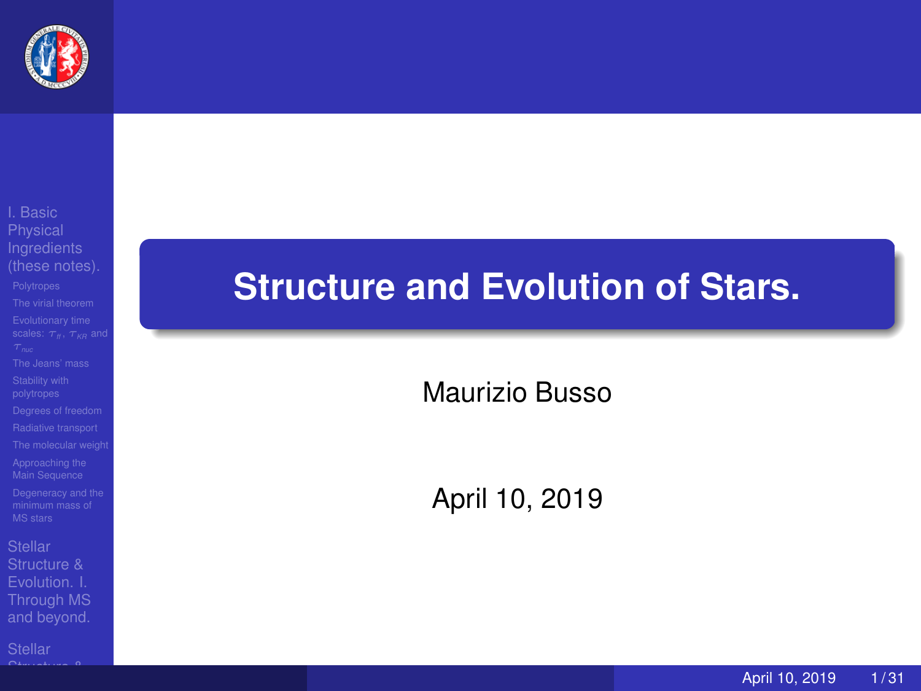# Structure and Evolution of Stars.

Maurizio Busso

April 10, 2019

I. Basic Physical Ingredients (these notes).

- Polytropes
- The virial theorem
- Evolutionary time scales: $\tau_{ff}$, $\tau_{KR}$ and $\tau_{nuc}$
- The Jeans' mass
- Stability with polytropes
- Degrees of freedom
- Radiative transport
- The molecular weight
- Approaching the Main Sequence
- Degeneracy and the minimum mass of MS stars

Stellar Structure & Evolution. I. Through MS and beyond.

Stellar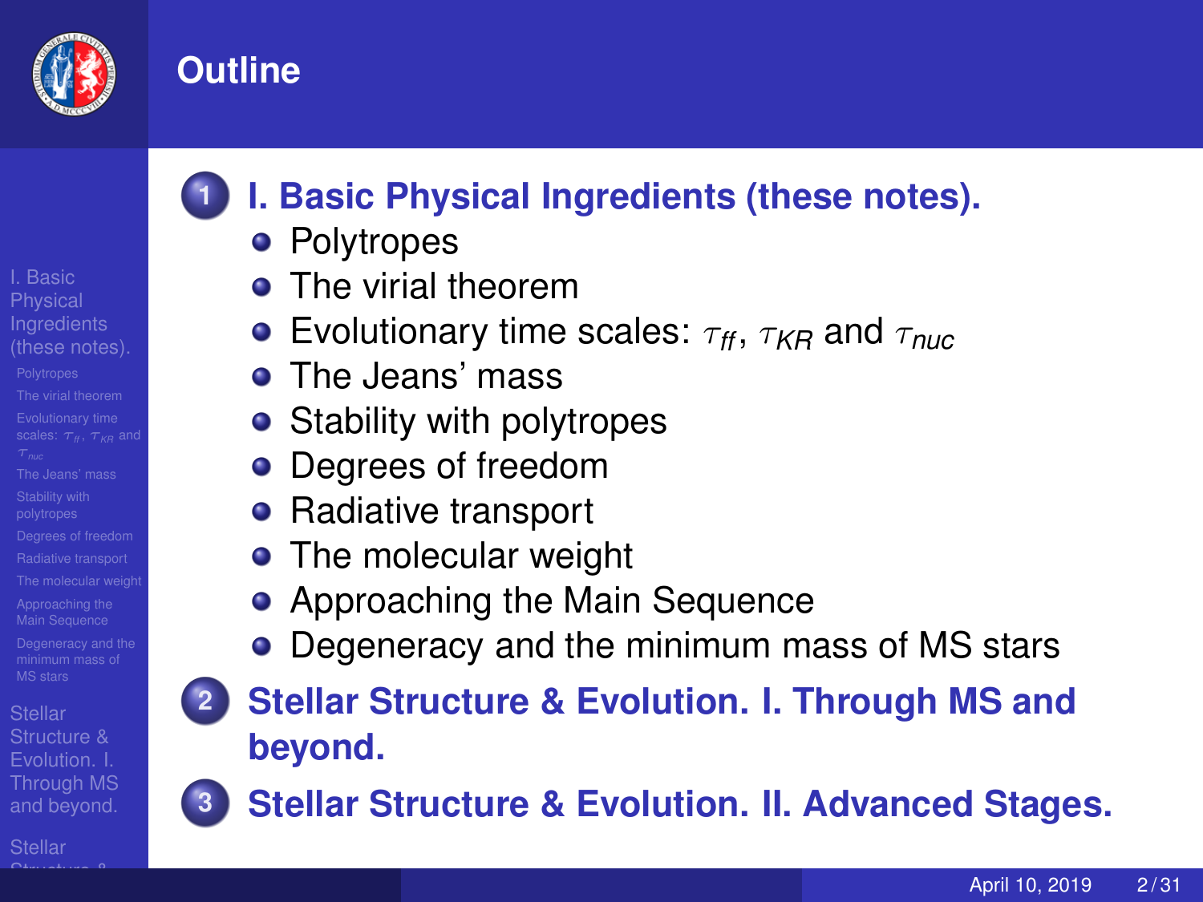# Outline

1. **I. Basic Physical Ingredients (these notes).**
   - Polytropes
   - The virial theorem
   - Evolutionary time scales: $\tau_{ff}$, $\tau_{KR}$ and $\tau_{nuc}$
   - The Jeans' mass
   - Stability with polytropes
   - Degrees of freedom
   - Radiative transport
   - The molecular weight
   - Approaching the Main Sequence
   - Degeneracy and the minimum mass of MS stars
2. **Stellar Structure & Evolution. I. Through MS and beyond.**
3. **Stellar Structure & Evolution. II. Advanced Stages.**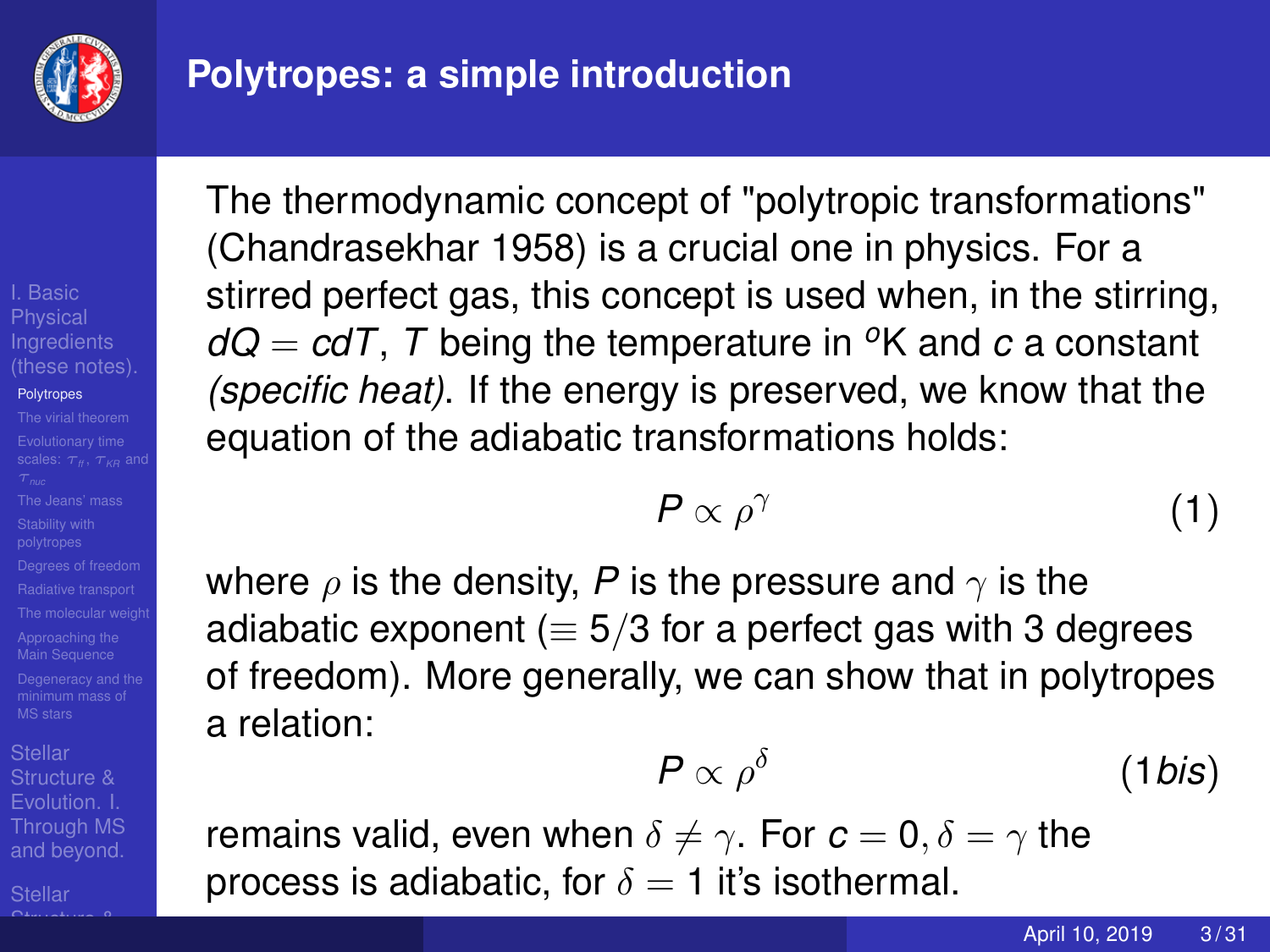## Polytropes: a simple introduction

The thermodynamic concept of "polytropic transformations" (Chandrasekhar 1958) is a crucial one in physics. For a stirred perfect gas, this concept is used when, in the stirring, $dQ = cdT$, $T$ being the temperature in $^{o}$K and $c$ a constant *(specific heat)*. If the energy is preserved, we know that the equation of the adiabatic transformations holds:

$$P \propto \rho^{\gamma} \tag{1}$$

where $\rho$ is the density, $P$ is the pressure and $\gamma$ is the adiabatic exponent ($\equiv 5/3$ for a perfect gas with 3 degrees of freedom). More generally, we can show that in polytropes a relation:

$$P \propto \rho^{\delta} \tag{1bis}$$

remains valid, even when $\delta \neq \gamma$. For $c = 0, \delta = \gamma$ the process is adiabatic, for $\delta = 1$ it's isothermal.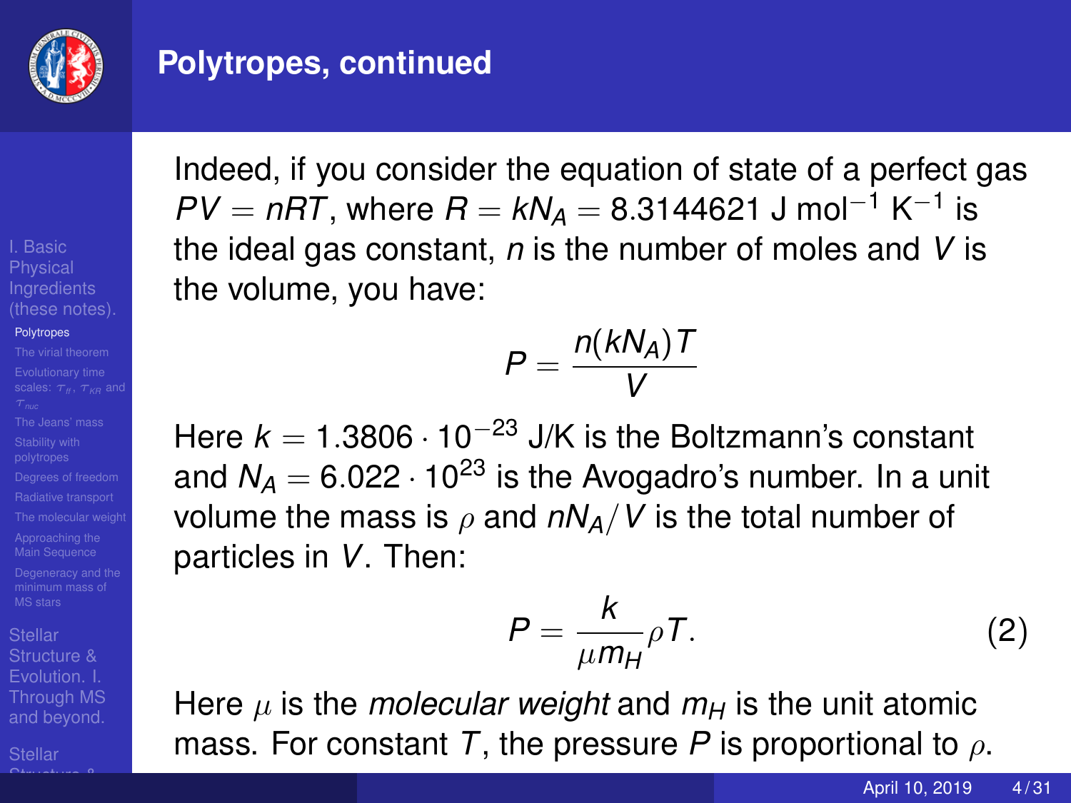## Polytropes, continued

Indeed, if you consider the equation of state of a perfect gas $PV = nRT$, where $R = kN_A = 8.3144621$ J mol$^{-1}$ K$^{-1}$ is the ideal gas constant, $n$ is the number of moles and $V$ is the volume, you have:

$$P = \frac{n(kN_A)T}{V}$$

Here $k = 1.3806 \cdot 10^{-23}$ J/K is the Boltzmann's constant and $N_A = 6.022 \cdot 10^{23}$ is the Avogadro's number. In a unit volume the mass is $\rho$ and $nN_A/V$ is the total number of particles in $V$. Then:

$$P = \frac{k}{\mu m_H} \rho T. \tag{2}$$

Here $\mu$ is the *molecular weight* and $m_H$ is the unit atomic mass. For constant $T$, the pressure $P$ is proportional to $\rho$.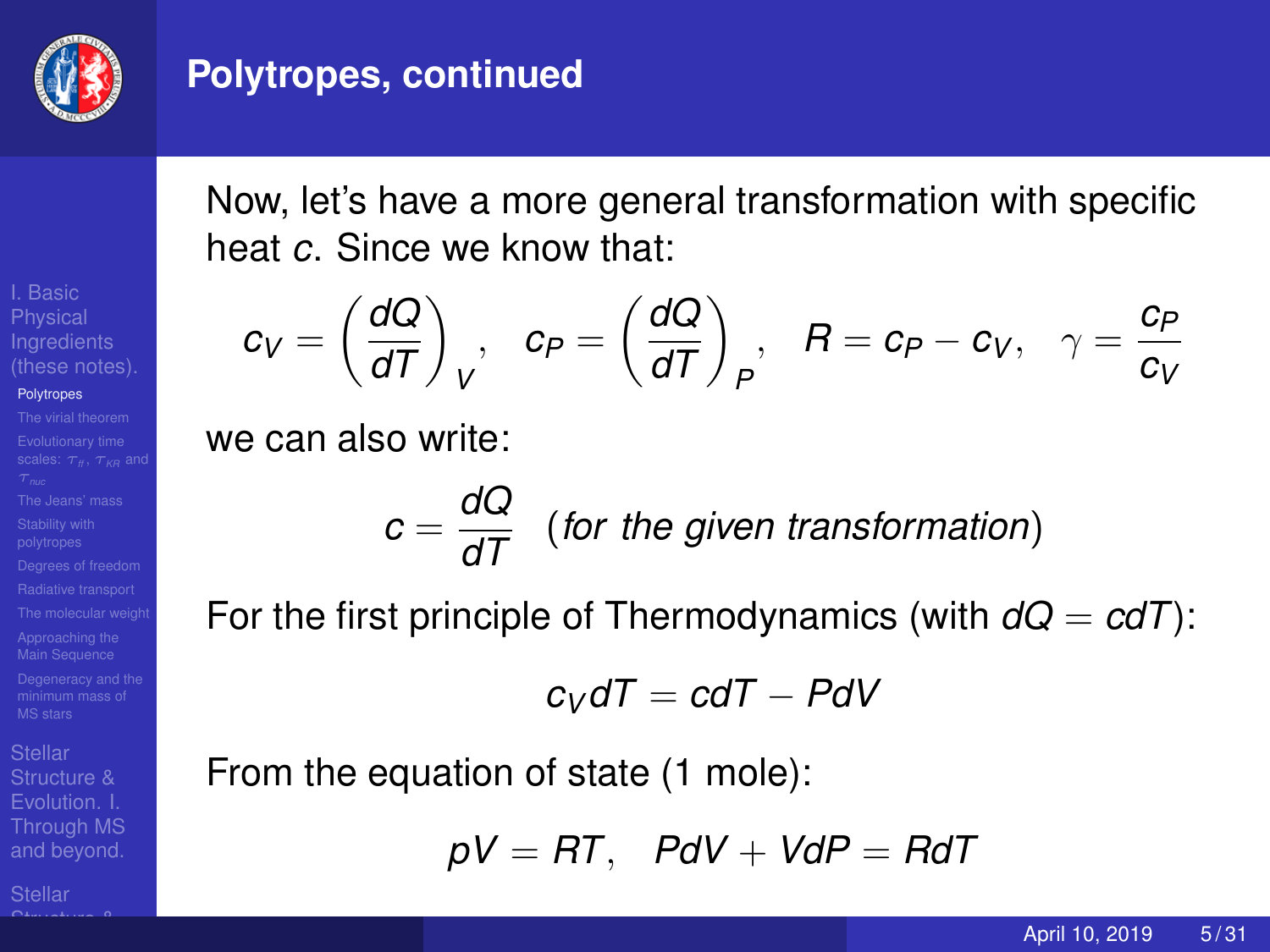## Polytropes, continued

Now, let's have a more general transformation with specific heat $c$. Since we know that:

$$c_V = \left(\frac{dQ}{dT}\right)_V, \quad c_P = \left(\frac{dQ}{dT}\right)_P, \quad R = c_P - c_V, \quad \gamma = \frac{c_P}{c_V}$$

we can also write:

$$c = \frac{dQ}{dT} \quad (\textit{for the given transformation})$$

For the first principle of Thermodynamics (with $dQ = cdT$):

$$c_V dT = cdT - PdV$$

From the equation of state (1 mole):

$$pV = RT, \quad PdV + VdP = RdT$$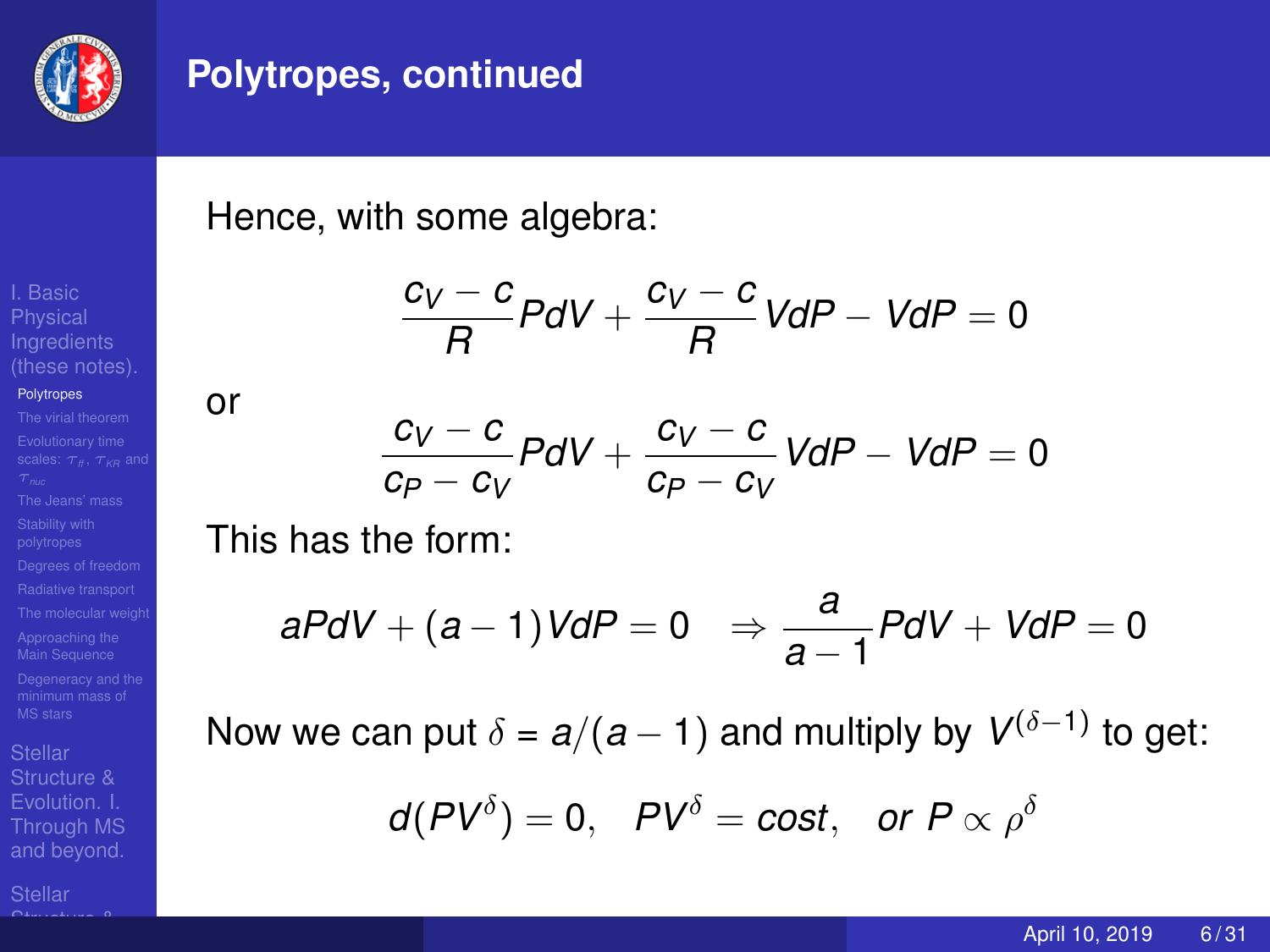## Polytropes, continued

Hence, with some algebra:

$$\frac{c_V - c}{R} PdV + \frac{c_V - c}{R} VdP - VdP = 0$$

or

$$\frac{c_V - c}{c_P - c_V} PdV + \frac{c_V - c}{c_P - c_V} VdP - VdP = 0$$

This has the form:

$$aPdV + (a-1)VdP = 0 \quad \Rightarrow \frac{a}{a-1} PdV + VdP = 0$$

Now we can put $\delta = a/(a-1)$ and multiply by $V^{(\delta-1)}$ to get:

$$d(PV^\delta) = 0, \quad PV^\delta = cost, \quad or\ P \propto \rho^\delta$$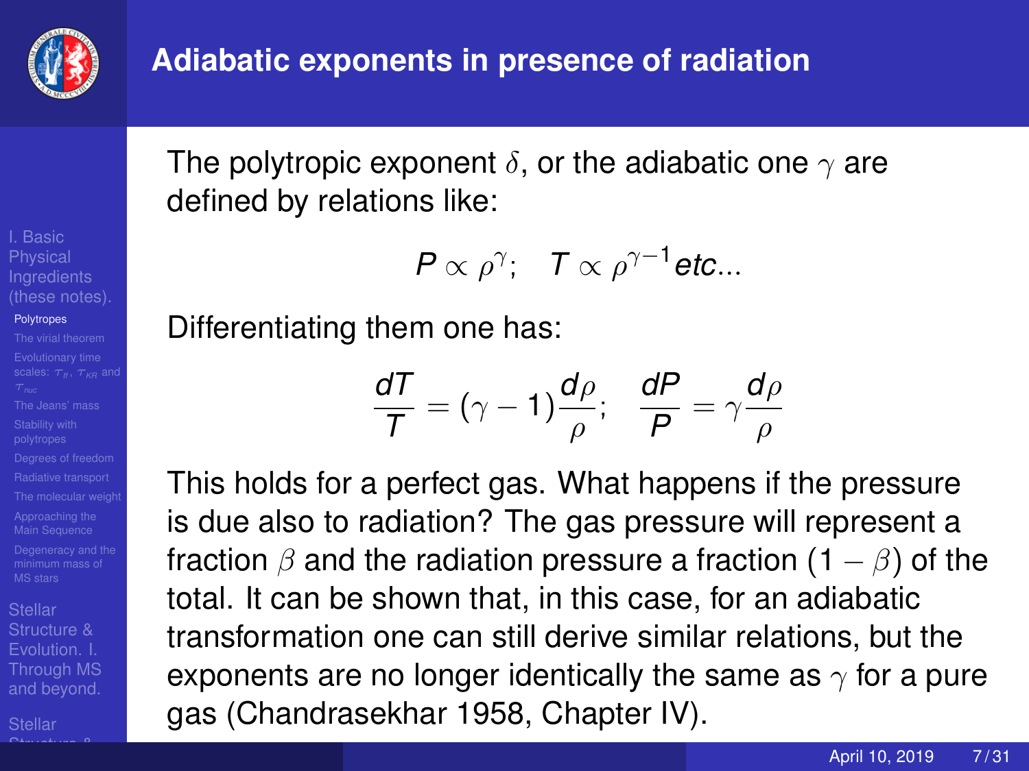# Adiabatic exponents in presence of radiation

The polytropic exponent $\delta$, or the adiabatic one $\gamma$ are defined by relations like:

$$P \propto \rho^{\gamma}; \quad T \propto \rho^{\gamma-1} etc...$$

Differentiating them one has:

$$\frac{dT}{T} = (\gamma - 1)\frac{d\rho}{\rho}; \quad \frac{dP}{P} = \gamma\frac{d\rho}{\rho}$$

This holds for a perfect gas. What happens if the pressure is due also to radiation? The gas pressure will represent a fraction $\beta$ and the radiation pressure a fraction $(1 - \beta)$ of the total. It can be shown that, in this case, for an adiabatic transformation one can still derive similar relations, but the exponents are no longer identically the same as $\gamma$ for a pure gas (Chandrasekhar 1958, Chapter IV).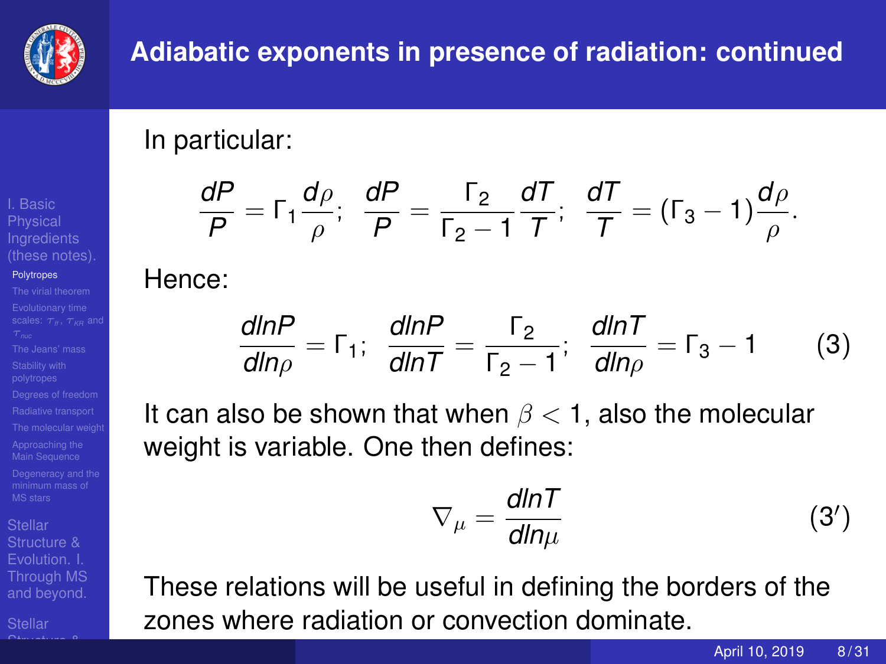## Adiabatic exponents in presence of radiation: continued

In particular:

$$\frac{dP}{P} = \Gamma_1 \frac{d\rho}{\rho}; \quad \frac{dP}{P} = \frac{\Gamma_2}{\Gamma_2 - 1}\frac{dT}{T}; \quad \frac{dT}{T} = (\Gamma_3 - 1)\frac{d\rho}{\rho}.$$

Hence:

$$\frac{dlnP}{dln\rho} = \Gamma_1; \quad \frac{dlnP}{dlnT} = \frac{\Gamma_2}{\Gamma_2 - 1}; \quad \frac{dlnT}{dln\rho} = \Gamma_3 - 1 \qquad (3)$$

It can also be shown that when $\beta < 1$, also the molecular weight is variable. One then defines:

$$\nabla_\mu = \frac{dlnT}{dln\mu} \qquad (3')$$

These relations will be useful in defining the borders of the zones where radiation or convection dominate.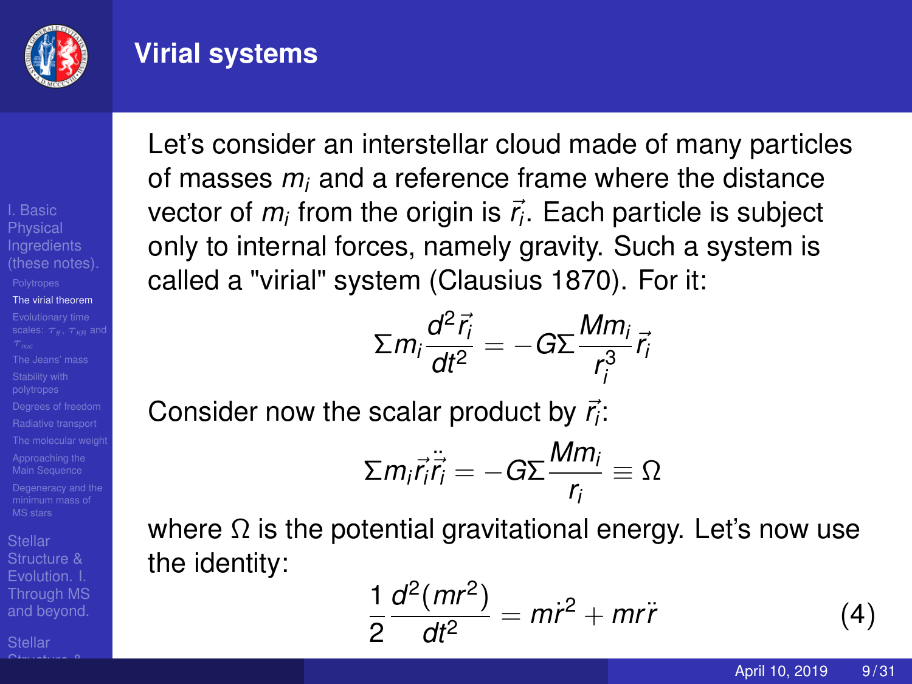# Virial systems

Let's consider an interstellar cloud made of many particles of masses $m_i$ and a reference frame where the distance vector of $m_i$ from the origin is $\vec{r}_i$. Each particle is subject only to internal forces, namely gravity. Such a system is called a "virial" system (Clausius 1870). For it:

$$\Sigma m_i \frac{d^2\vec{r}_i}{dt^2} = -G\Sigma \frac{Mm_i}{r_i^3}\vec{r}_i$$

Consider now the scalar product by $\vec{r}_i$:

$$\Sigma m_i \vec{r}_i \ddot{\vec{r}}_i = -G\Sigma \frac{Mm_i}{r_i} \equiv \Omega$$

where $\Omega$ is the potential gravitational energy. Let's now use the identity:

$$\frac{1}{2}\frac{d^2(mr^2)}{dt^2} = m\dot{r}^2 + mr\ddot{r} \qquad (4)$$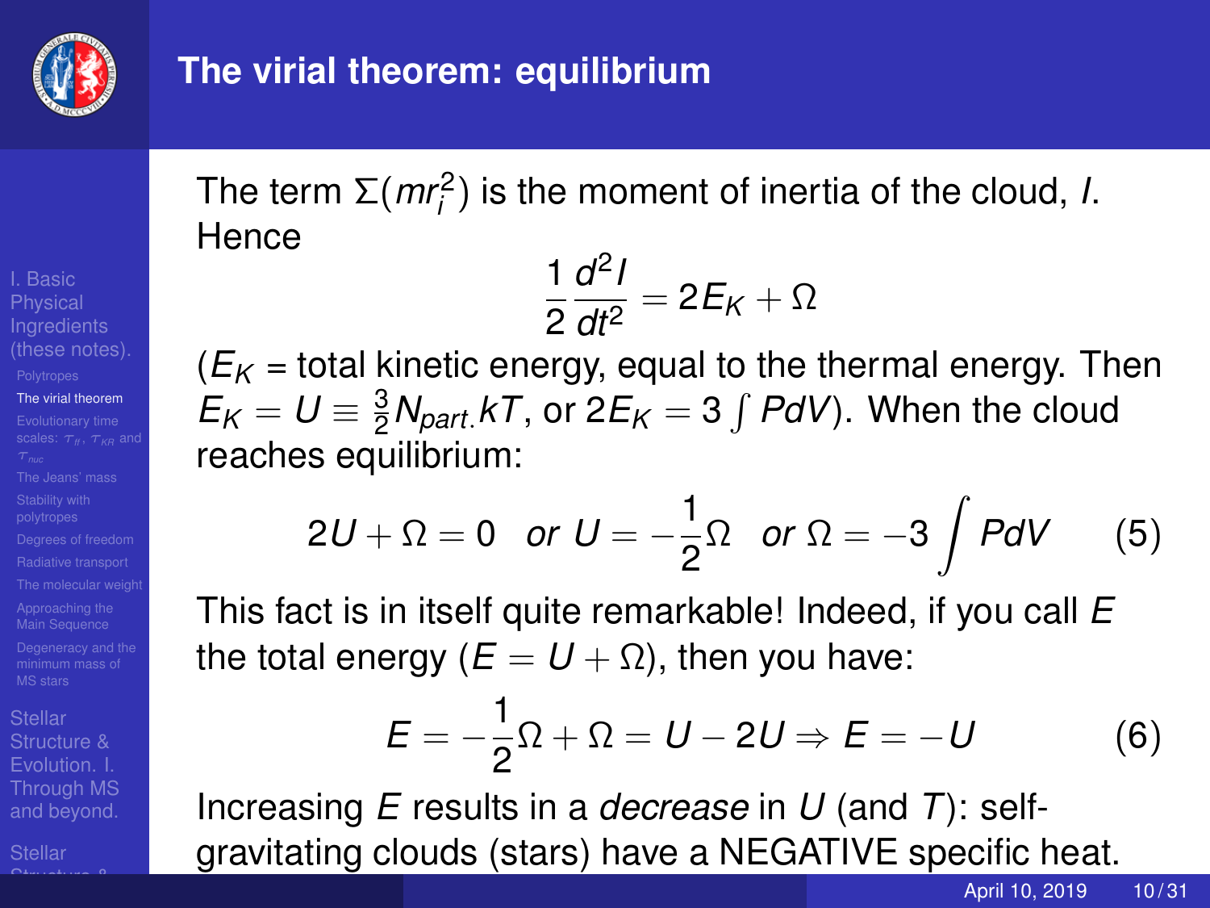## The virial theorem: equilibrium

The term $\Sigma(mr_i^2)$ is the moment of inertia of the cloud, $I$. Hence

$$\frac{1}{2}\frac{d^2 I}{dt^2} = 2E_K + \Omega$$

($E_K$ = total kinetic energy, equal to the thermal energy. Then $E_K = U \equiv \frac{3}{2}N_{part.}kT$, or $2E_K = 3\int PdV$). When the cloud reaches equilibrium:

$$2U + \Omega = 0 \quad or \; U = -\frac{1}{2}\Omega \quad or \; \Omega = -3\int PdV \qquad (5)$$

This fact is in itself quite remarkable! Indeed, if you call $E$ the total energy ($E = U + \Omega$), then you have:

$$E = -\frac{1}{2}\Omega + \Omega = U - 2U \Rightarrow E = -U \qquad (6)$$

Increasing $E$ results in a *decrease* in $U$ (and $T$): self-gravitating clouds (stars) have a NEGATIVE specific heat.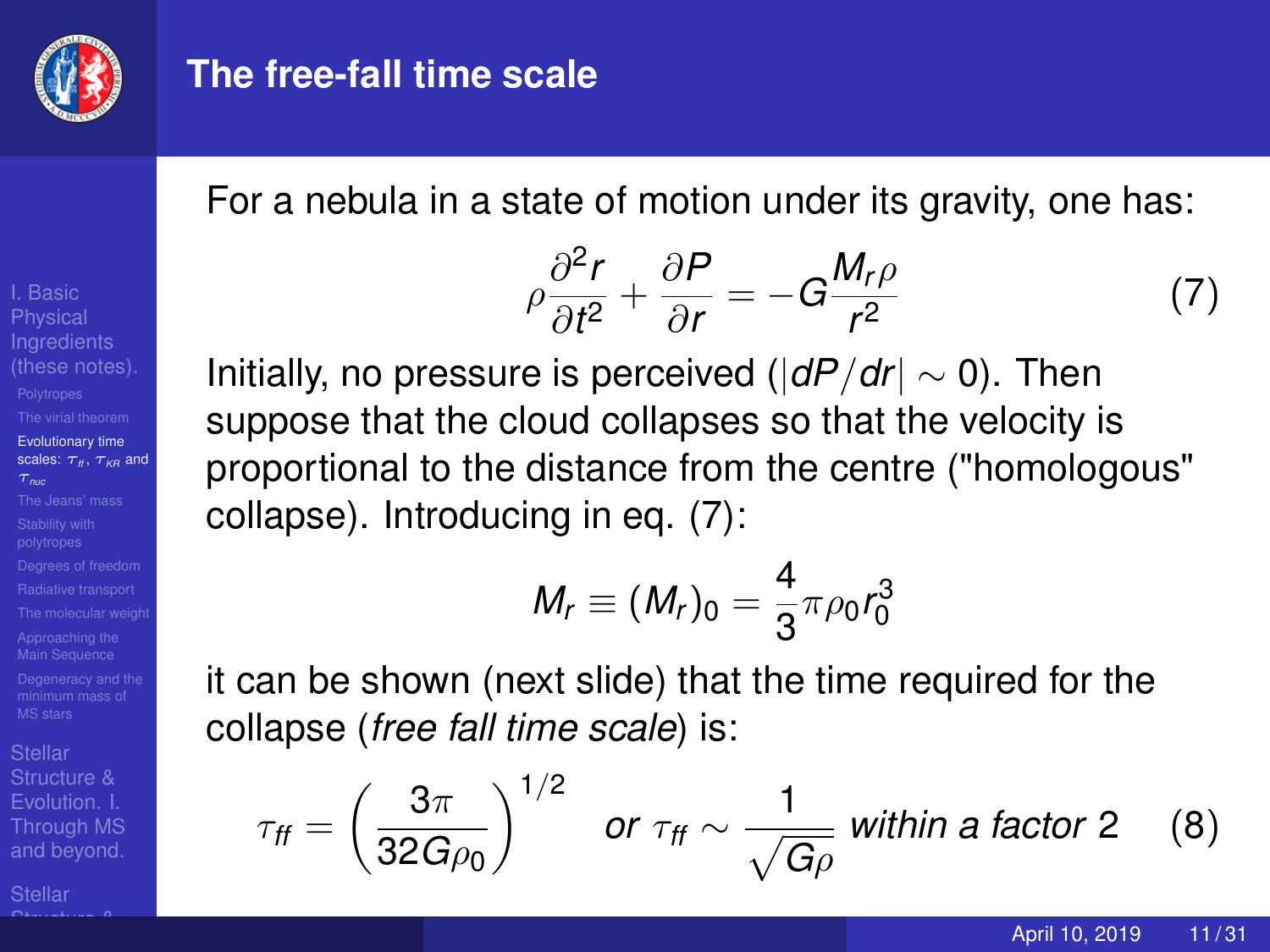## The free-fall time scale

For a nebula in a state of motion under its gravity, one has:

$$\rho \frac{\partial^2 r}{\partial t^2} + \frac{\partial P}{\partial r} = -G \frac{M_r \rho}{r^2} \tag{7}$$

Initially, no pressure is perceived ($|dP/dr| \sim 0$). Then suppose that the cloud collapses so that the velocity is proportional to the distance from the centre ("homologous" collapse). Introducing in eq. (7):

$$M_r \equiv (M_r)_0 = \frac{4}{3}\pi \rho_0 r_0^3$$

it can be shown (next slide) that the time required for the collapse (*free fall time scale*) is:

$$\tau_{ff} = \left(\frac{3\pi}{32 G \rho_0}\right)^{1/2} \quad \textit{or } \tau_{ff} \sim \frac{1}{\sqrt{G\rho}} \textit{ within a factor } 2 \tag{8}$$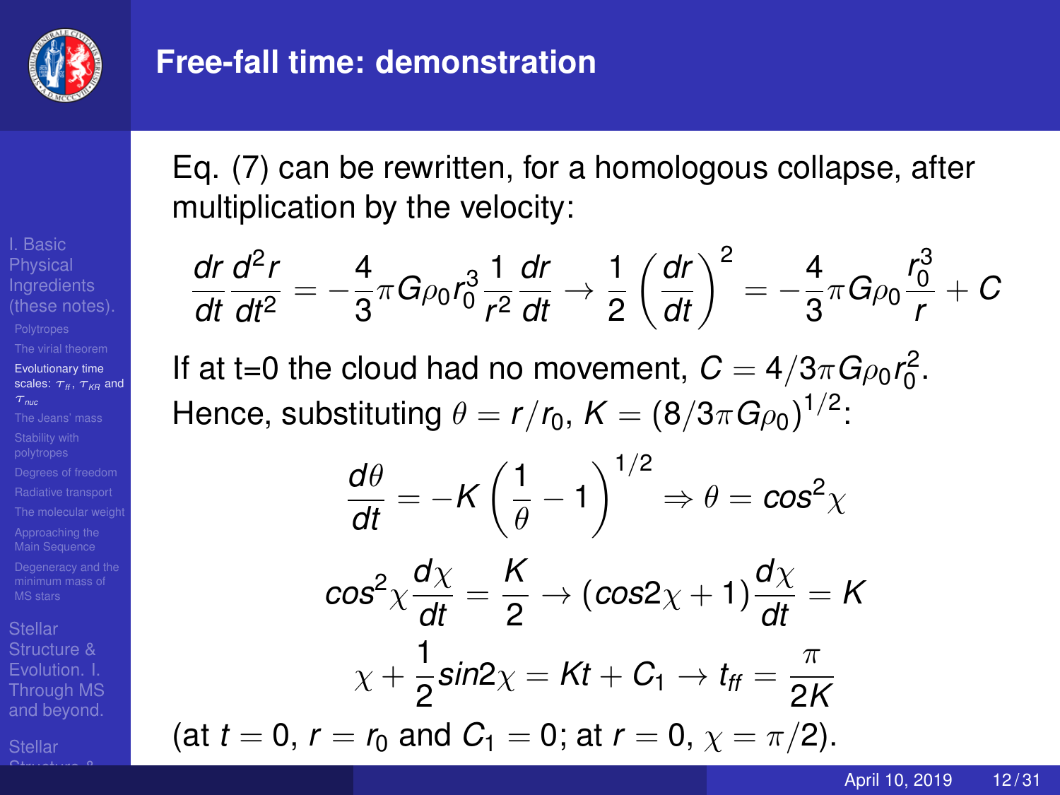## Free-fall time: demonstration

Eq. (7) can be rewritten, for a homologous collapse, after multiplication by the velocity:

$$\frac{dr}{dt}\frac{d^2r}{dt^2} = -\frac{4}{3}\pi G\rho_0 r_0^3 \frac{1}{r^2}\frac{dr}{dt} \rightarrow \frac{1}{2}\left(\frac{dr}{dt}\right)^2 = -\frac{4}{3}\pi G\rho_0 \frac{r_0^3}{r} + C$$

If at t=0 the cloud had no movement, $C = 4/3\pi G\rho_0 r_0^2$. Hence, substituting $\theta = r/r_0$, $K = (8/3\pi G\rho_0)^{1/2}$:

$$\frac{d\theta}{dt} = -K\left(\frac{1}{\theta} - 1\right)^{1/2} \Rightarrow \theta = cos^2\chi$$

$$cos^2\chi\frac{d\chi}{dt} = \frac{K}{2} \rightarrow (cos2\chi + 1)\frac{d\chi}{dt} = K$$

$$\chi + \frac{1}{2}sin2\chi = Kt + C_1 \rightarrow t_{ff} = \frac{\pi}{2K}$$

(at $t = 0$, $r = r_0$ and $C_1 = 0$; at $r = 0$, $\chi = \pi/2$).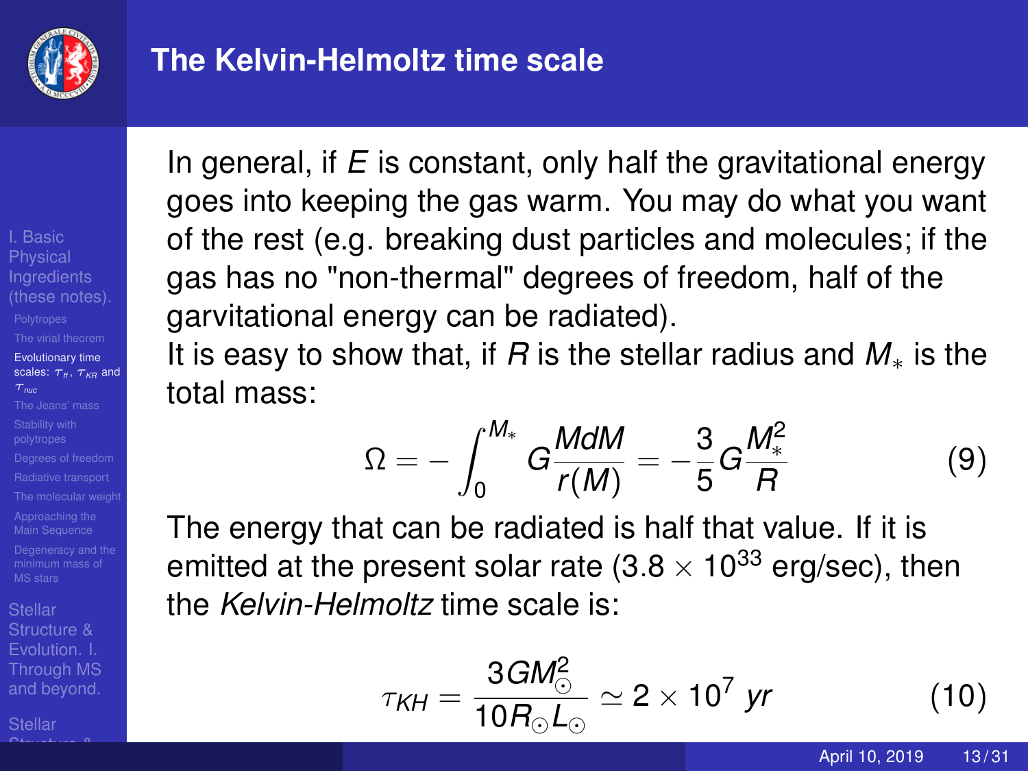# The Kelvin-Helmoltz time scale

In general, if $E$ is constant, only half the gravitational energy goes into keeping the gas warm. You may do what you want of the rest (e.g. breaking dust particles and molecules; if the gas has no "non-thermal" degrees of freedom, half of the garvitational energy can be radiated).

It is easy to show that, if $R$ is the stellar radius and $M_*$ is the total mass:

$$\Omega = -\int_0^{M_*} G\frac{MdM}{r(M)} = -\frac{3}{5}G\frac{M_*^2}{R} \tag{9}$$

The energy that can be radiated is half that value. If it is emitted at the present solar rate ($3.8 \times 10^{33}$ erg/sec), then the *Kelvin-Helmoltz* time scale is:

$$\tau_{KH} = \frac{3GM_\odot^2}{10R_\odot L_\odot} \simeq 2 \times 10^7 \ yr \tag{10}$$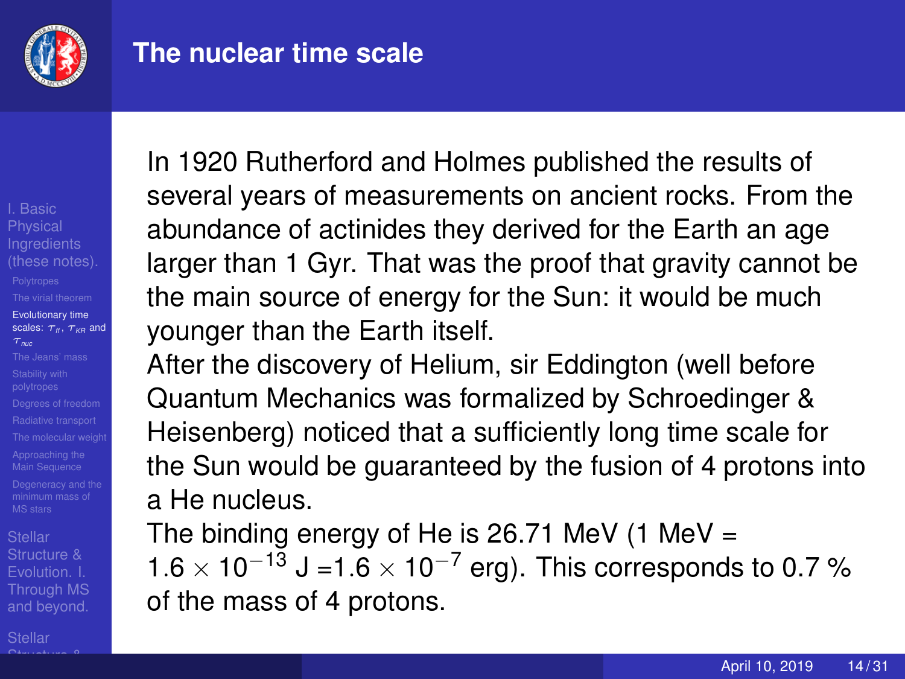# The nuclear time scale

In 1920 Rutherford and Holmes published the results of several years of measurements on ancient rocks. From the abundance of actinides they derived for the Earth an age larger than 1 Gyr. That was the proof that gravity cannot be the main source of energy for the Sun: it would be much younger than the Earth itself.

After the discovery of Helium, sir Eddington (well before Quantum Mechanics was formalized by Schroedinger & Heisenberg) noticed that a sufficiently long time scale for the Sun would be guaranteed by the fusion of 4 protons into a He nucleus.

The binding energy of He is 26.71 MeV (1 MeV = $1.6 \times 10^{-13}$ J =$1.6 \times 10^{-7}$ erg). This corresponds to 0.7 % of the mass of 4 protons.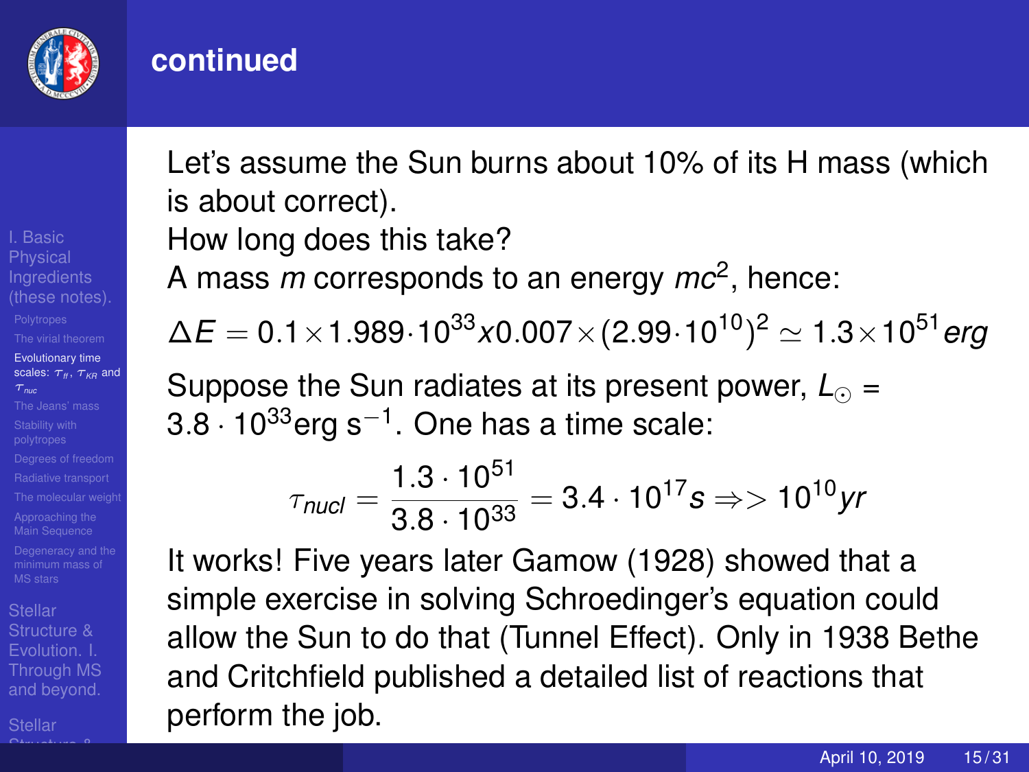## continued

Let's assume the Sun burns about 10% of its H mass (which is about correct).

How long does this take?

A mass $m$ corresponds to an energy $mc^2$, hence:

$$\Delta E = 0.1 \times 1.989 \cdot 10^{33} x 0.007 \times (2.99 \cdot 10^{10})^2 \simeq 1.3 \times 10^{51} erg$$

Suppose the Sun radiates at its present power, $L_\odot = 3.8 \cdot 10^{33}$erg s$^{-1}$. One has a time scale:

$$\tau_{nucl} = \frac{1.3 \cdot 10^{51}}{3.8 \cdot 10^{33}} = 3.4 \cdot 10^{17} s \Rightarrow > 10^{10} yr$$

It works! Five years later Gamow (1928) showed that a simple exercise in solving Schroedinger's equation could allow the Sun to do that (Tunnel Effect). Only in 1938 Bethe and Critchfield published a detailed list of reactions that perform the job.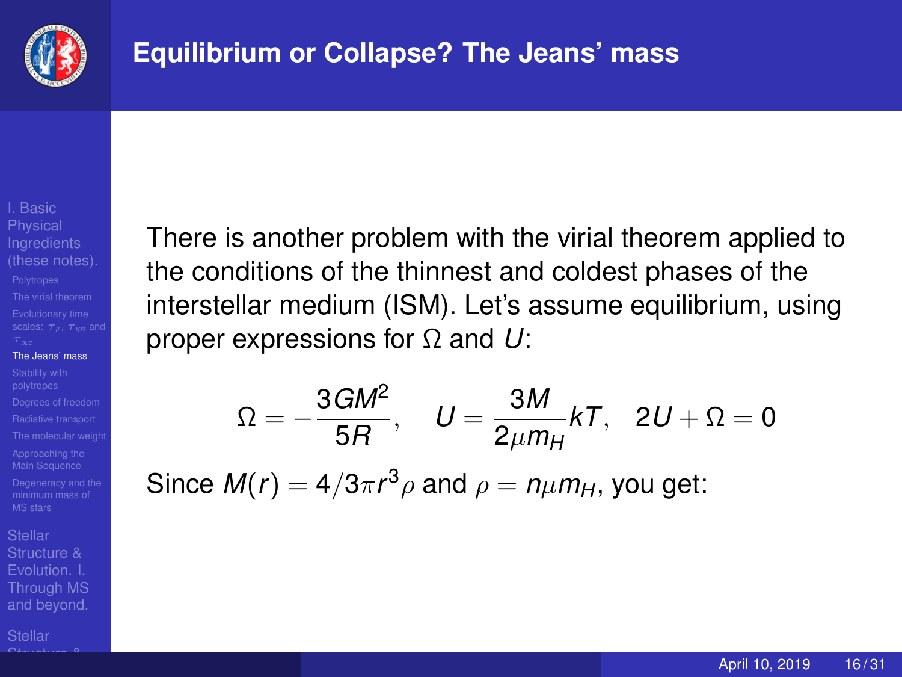## Equilibrium or Collapse? The Jeans' mass

There is another problem with the virial theorem applied to the conditions of the thinnest and coldest phases of the interstellar medium (ISM). Let's assume equilibrium, using proper expressions for $\Omega$ and $U$:

$$\Omega = -\frac{3GM^2}{5R}, \quad U = \frac{3M}{2\mu m_H}kT, \quad 2U + \Omega = 0$$

Since $M(r) = 4/3\pi r^3 \rho$ and $\rho = n\mu m_H$, you get: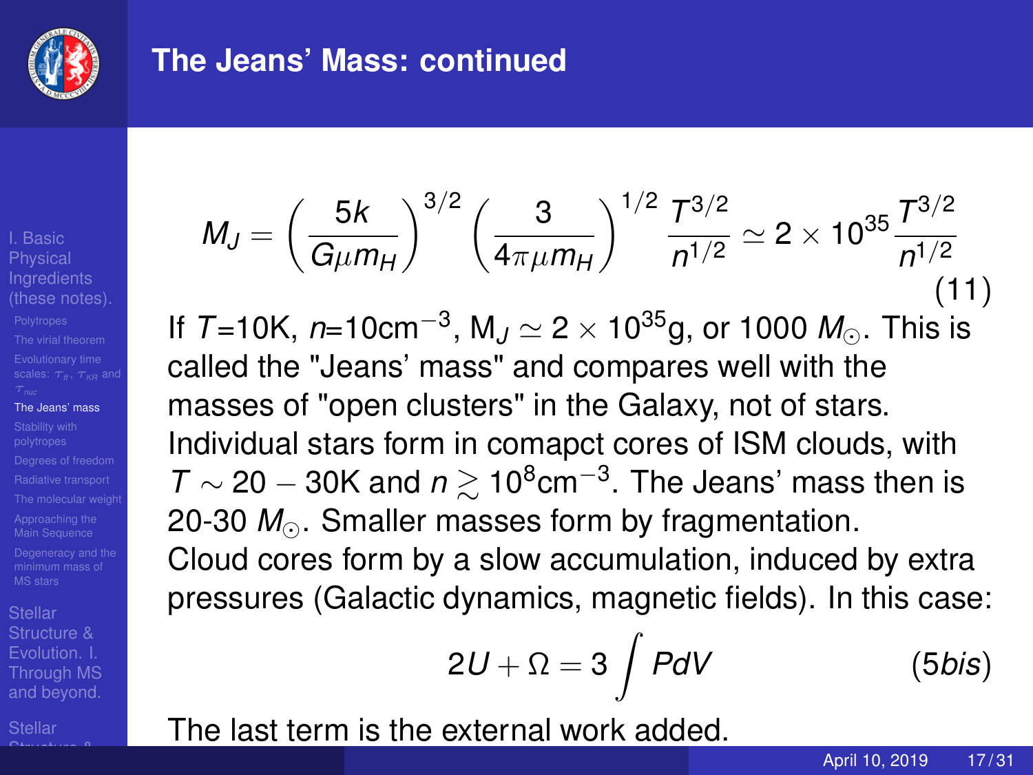## The Jeans' Mass: continued

$$M_J = \left(\frac{5k}{G\mu m_H}\right)^{3/2} \left(\frac{3}{4\pi\mu m_H}\right)^{1/2} \frac{T^{3/2}}{n^{1/2}} \simeq 2 \times 10^{35} \frac{T^{3/2}}{n^{1/2}} \tag{11}$$

If $T$=10K, $n$=10cm$^{-3}$, M$_J \simeq 2 \times 10^{35}$g, or 1000 $M_\odot$. This is called the "Jeans' mass" and compares well with the masses of "open clusters" in the Galaxy, not of stars. Individual stars form in comapct cores of ISM clouds, with $T \sim 20 - 30$K and $n \gtrsim 10^8$cm$^{-3}$. The Jeans' mass then is 20-30 $M_\odot$. Smaller masses form by fragmentation. Cloud cores form by a slow accumulation, induced by extra pressures (Galactic dynamics, magnetic fields). In this case:

$$2U + \Omega = 3 \int PdV \tag{5bis}$$

The last term is the external work added.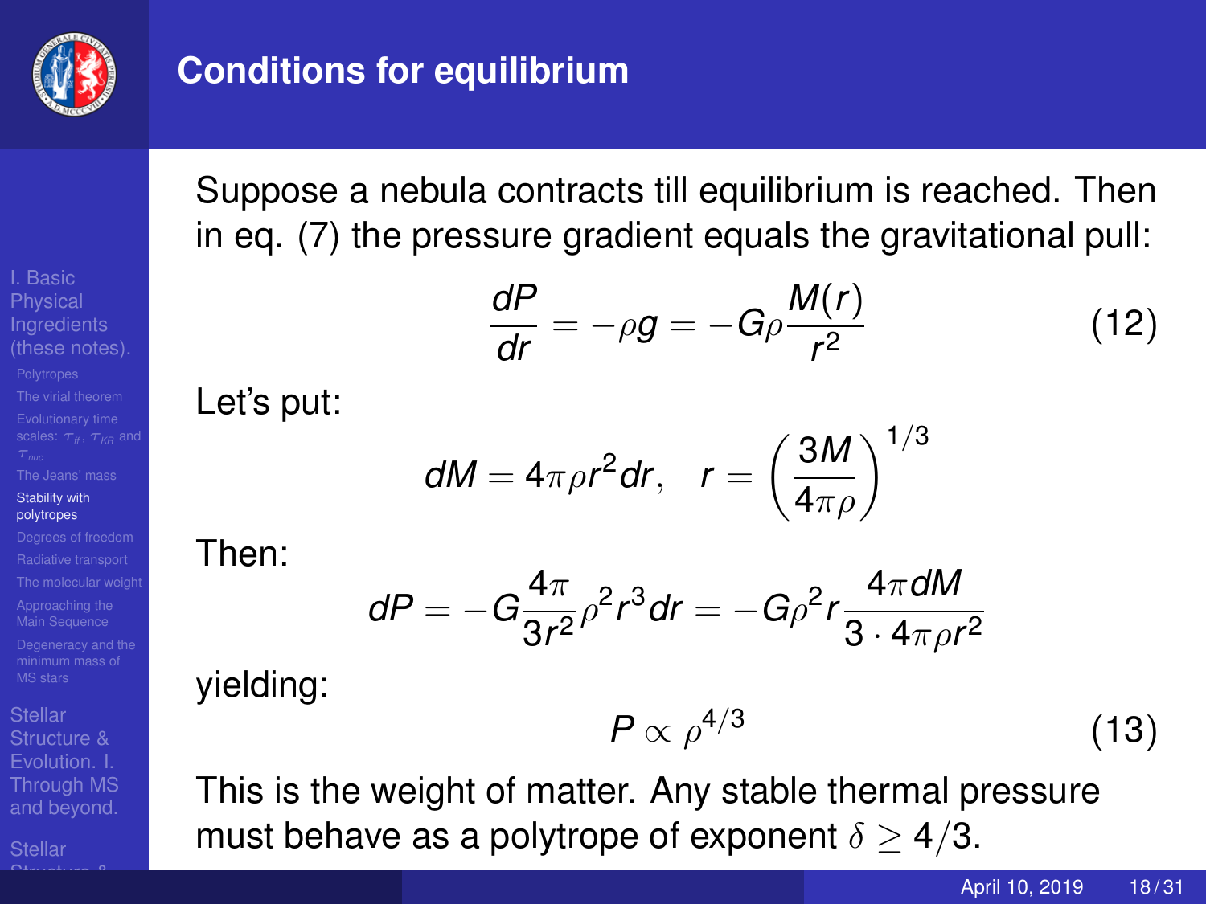## Conditions for equilibrium

Suppose a nebula contracts till equilibrium is reached. Then in eq. (7) the pressure gradient equals the gravitational pull:

$$\frac{dP}{dr} = -\rho g = -G\rho \frac{M(r)}{r^2} \tag{12}$$

Let's put:

$$dM = 4\pi\rho r^2 dr, \quad r = \left(\frac{3M}{4\pi\rho}\right)^{1/3}$$

Then:

$$dP = -G\frac{4\pi}{3r^2}\rho^2 r^3 dr = -G\rho^2 r \frac{4\pi dM}{3 \cdot 4\pi\rho r^2}$$

yielding:

$$P \propto \rho^{4/3} \tag{13}$$

This is the weight of matter. Any stable thermal pressure must behave as a polytrope of exponent $\delta \geq 4/3$.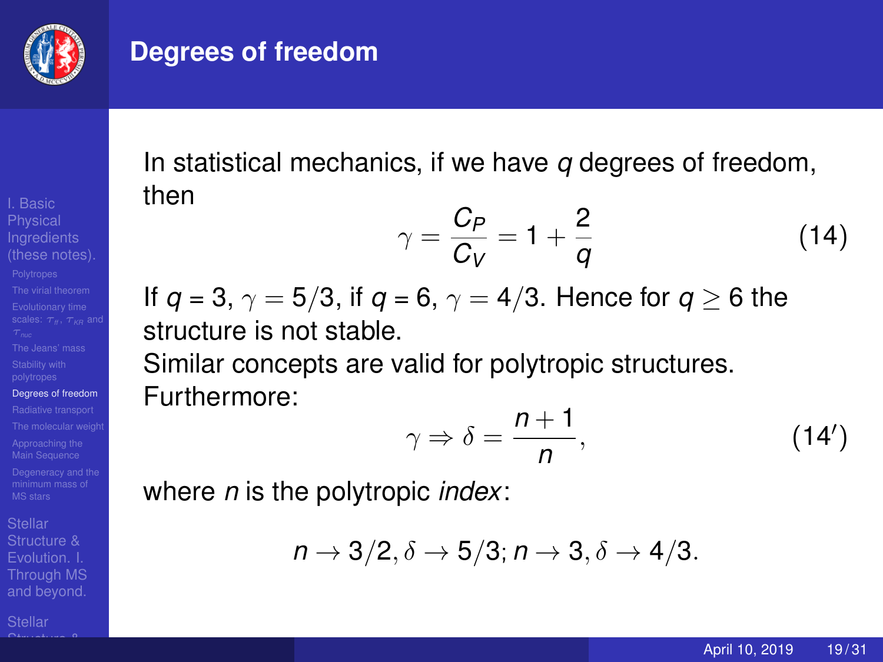# Degrees of freedom

In statistical mechanics, if we have $q$ degrees of freedom, then

$$\gamma = \frac{C_P}{C_V} = 1 + \frac{2}{q} \tag{14}$$

If $q = 3$, $\gamma = 5/3$, if $q = 6$, $\gamma = 4/3$. Hence for $q \geq 6$ the structure is not stable.

Similar concepts are valid for polytropic structures.

Furthermore:

$$\gamma \Rightarrow \delta = \frac{n+1}{n}, \tag{14'}$$

where $n$ is the polytropic *index*:

$$n \rightarrow 3/2, \delta \rightarrow 5/3; n \rightarrow 3, \delta \rightarrow 4/3.$$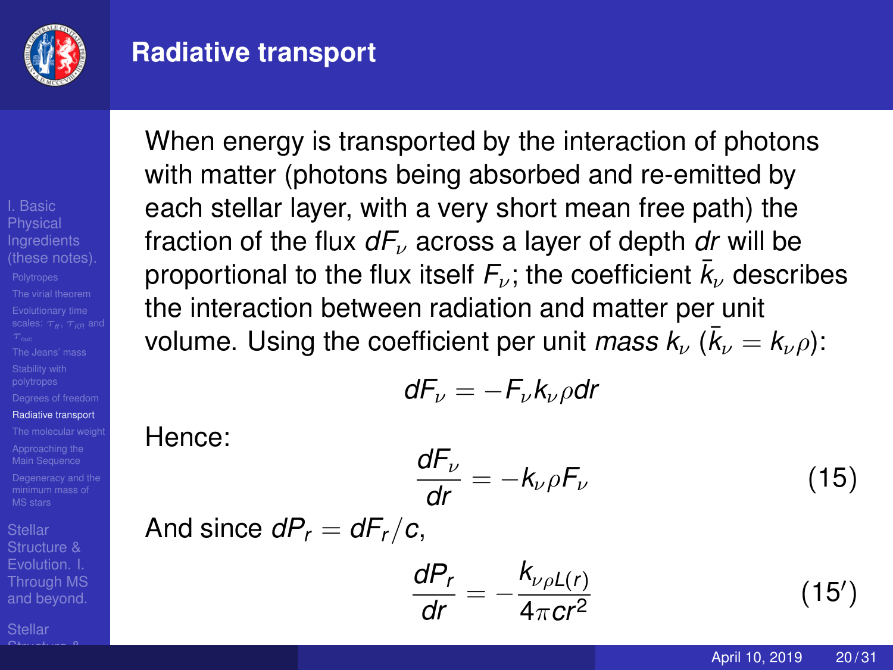# Radiative transport

When energy is transported by the interaction of photons with matter (photons being absorbed and re-emitted by each stellar layer, with a very short mean free path) the fraction of the flux $dF_\nu$ across a layer of depth $dr$ will be proportional to the flux itself $F_\nu$; the coefficient $\bar{k}_\nu$ describes the interaction between radiation and matter per unit volume. Using the coefficient per unit *mass* $k_\nu$ ($\bar{k}_\nu = k_\nu \rho$):

$$dF_\nu = -F_\nu k_\nu \rho dr$$

Hence:

$$\frac{dF_\nu}{dr} = -k_\nu \rho F_\nu \tag{15}$$

And since $dP_r = dF_r/c$,

$$\frac{dP_r}{dr} = -\frac{k_{\nu \rho L(r)}}{4\pi c r^2} \tag{15'}$$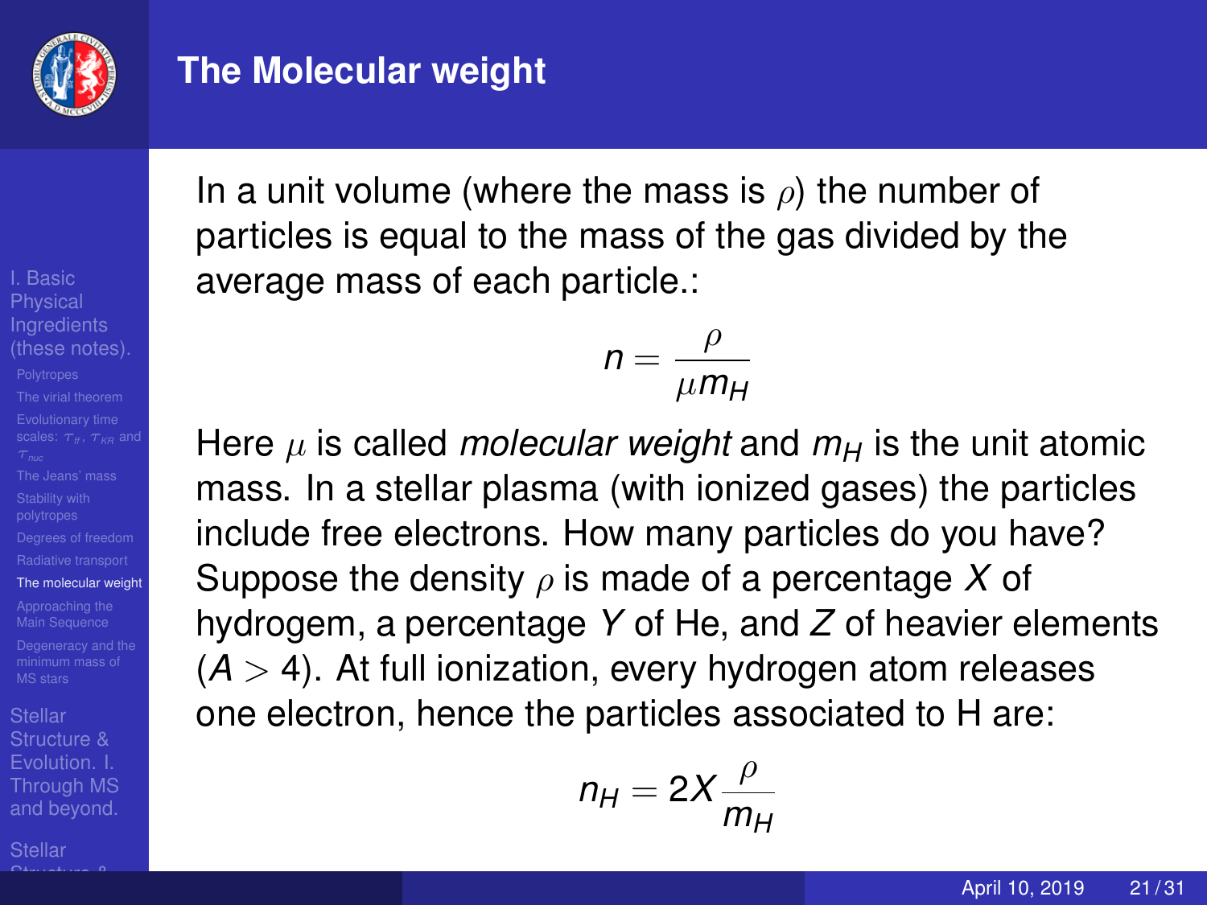## The Molecular weight

In a unit volume (where the mass is $\rho$) the number of particles is equal to the mass of the gas divided by the average mass of each particle.:

$$n = \frac{\rho}{\mu m_H}$$

Here $\mu$ is called *molecular weight* and $m_H$ is the unit atomic mass. In a stellar plasma (with ionized gases) the particles include free electrons. How many particles do you have? Suppose the density $\rho$ is made of a percentage $X$ of hydrogem, a percentage $Y$ of He, and $Z$ of heavier elements ($A > 4$). At full ionization, every hydrogen atom releases one electron, hence the particles associated to H are:

$$n_H = 2X \frac{\rho}{m_H}$$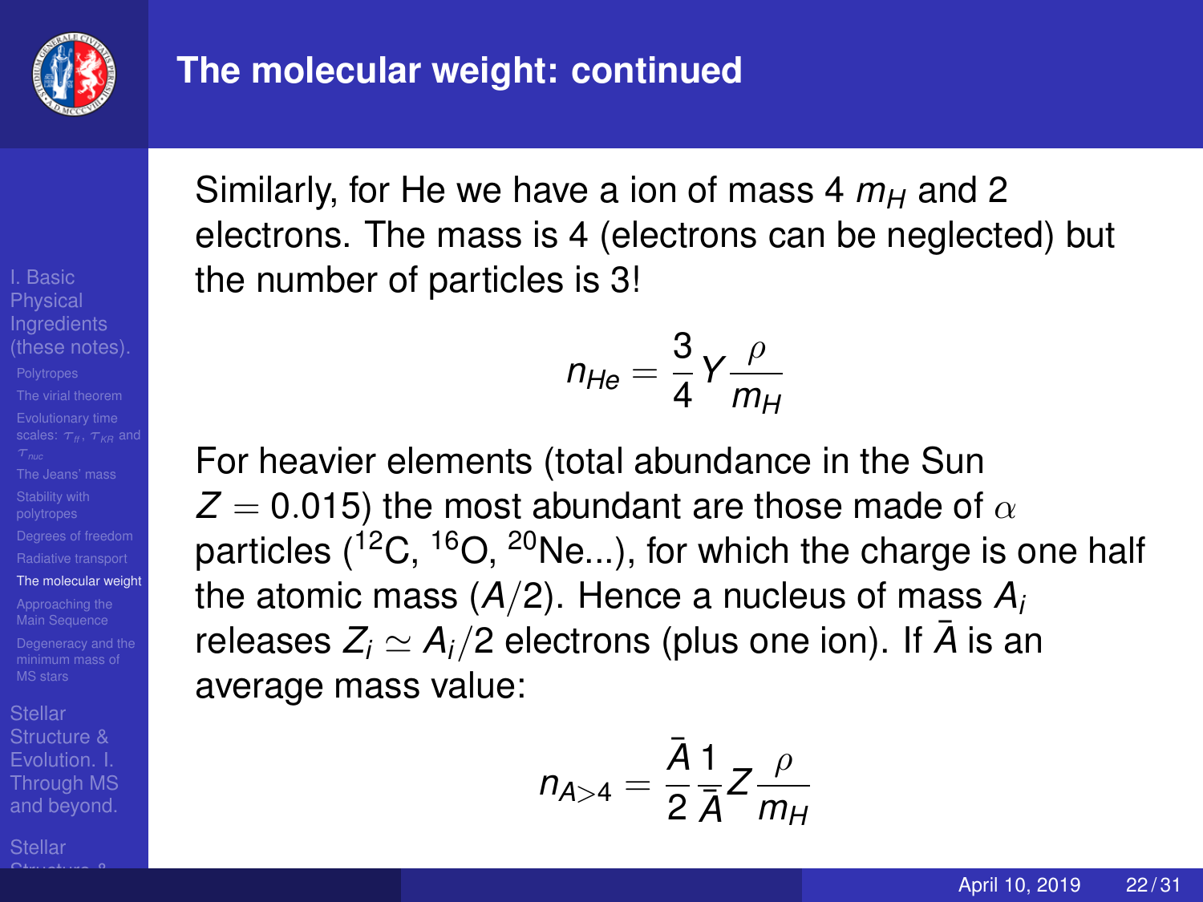# The molecular weight: continued

Similarly, for He we have a ion of mass 4 $m_H$ and 2 electrons. The mass is 4 (electrons can be neglected) but the number of particles is 3!

$$n_{He} = \frac{3}{4} Y \frac{\rho}{m_H}$$

For heavier elements (total abundance in the Sun $Z = 0.015$) the most abundant are those made of $\alpha$ particles ($^{12}$C, $^{16}$O, $^{20}$Ne...), for which the charge is one half the atomic mass ($A/2$). Hence a nucleus of mass $A_i$ releases $Z_i \simeq A_i/2$ electrons (plus one ion). If $\bar{A}$ is an average mass value:

$$n_{A>4} = \frac{\bar{A}}{2} \frac{1}{\bar{A}} Z \frac{\rho}{m_H}$$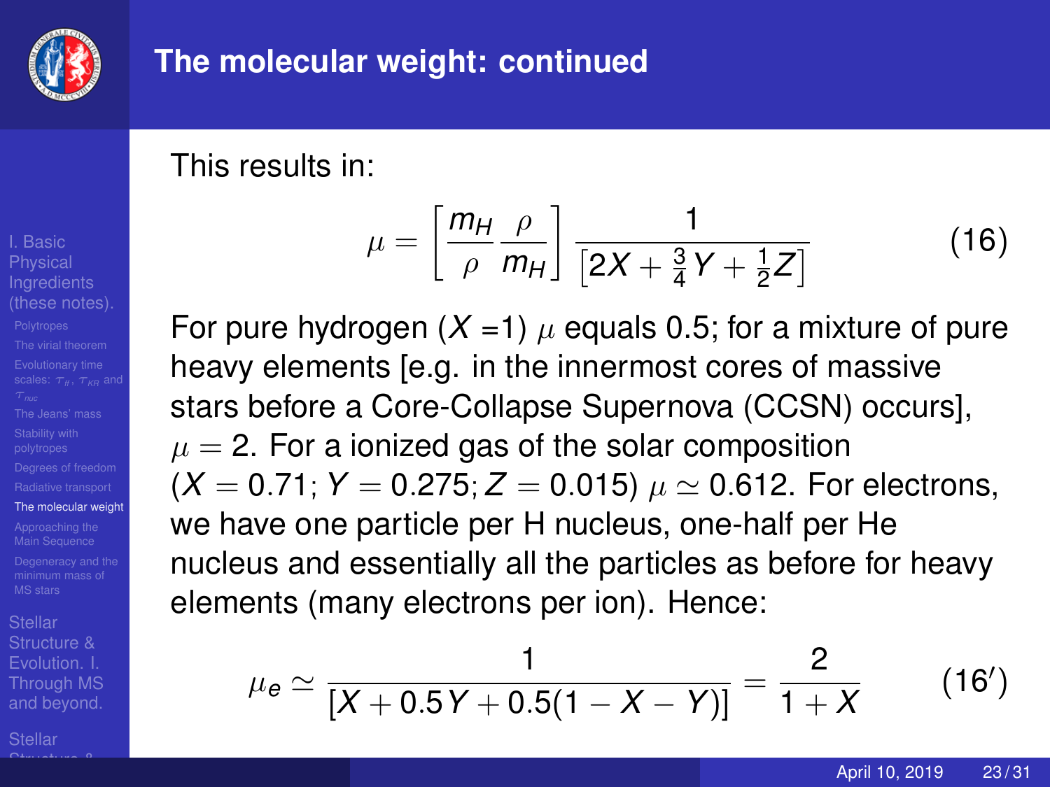## The molecular weight: continued

This results in:

$$\mu = \left[\frac{m_H}{\rho}\frac{\rho}{m_H}\right]\frac{1}{\left[2X + \frac{3}{4}Y + \frac{1}{2}Z\right]} \tag{16}$$

For pure hydrogen ($X$ =1) $\mu$ equals 0.5; for a mixture of pure heavy elements [e.g. in the innermost cores of massive stars before a Core-Collapse Supernova (CCSN) occurs], $\mu = 2$. For a ionized gas of the solar composition ($X = 0.71$; $Y = 0.275$; $Z = 0.015$) $\mu \simeq 0.612$. For electrons, we have one particle per H nucleus, one-half per He nucleus and essentially all the particles as before for heavy elements (many electrons per ion). Hence:

$$\mu_e \simeq \frac{1}{[X + 0.5Y + 0.5(1 - X - Y)]} = \frac{2}{1 + X} \tag{16'}$$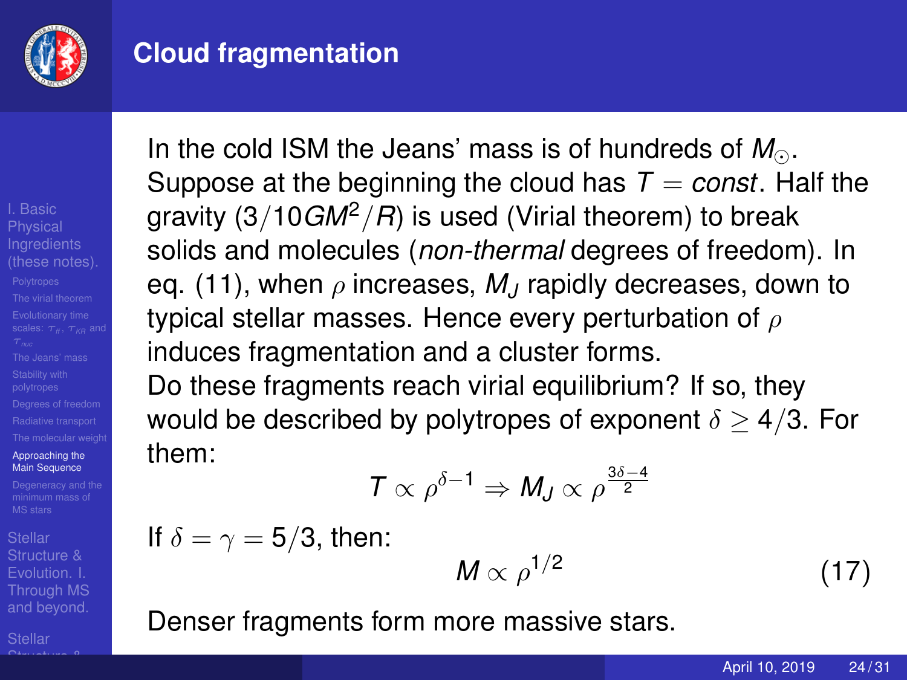# Cloud fragmentation

In the cold ISM the Jeans' mass is of hundreds of $M_\odot$. Suppose at the beginning the cloud has $T = const$. Half the gravity ($3/10 GM^2/R$) is used (Virial theorem) to break solids and molecules (*non-thermal* degrees of freedom). In eq. (11), when $\rho$ increases, $M_J$ rapidly decreases, down to typical stellar masses. Hence every perturbation of $\rho$ induces fragmentation and a cluster forms.

Do these fragments reach virial equilibrium? If so, they would be described by polytropes of exponent $\delta \geq 4/3$. For them:

$$T \propto \rho^{\delta - 1} \Rightarrow M_J \propto \rho^{\frac{3\delta - 4}{2}}$$

If $\delta = \gamma = 5/3$, then:

$$M \propto \rho^{1/2} \tag{17}$$

Denser fragments form more massive stars.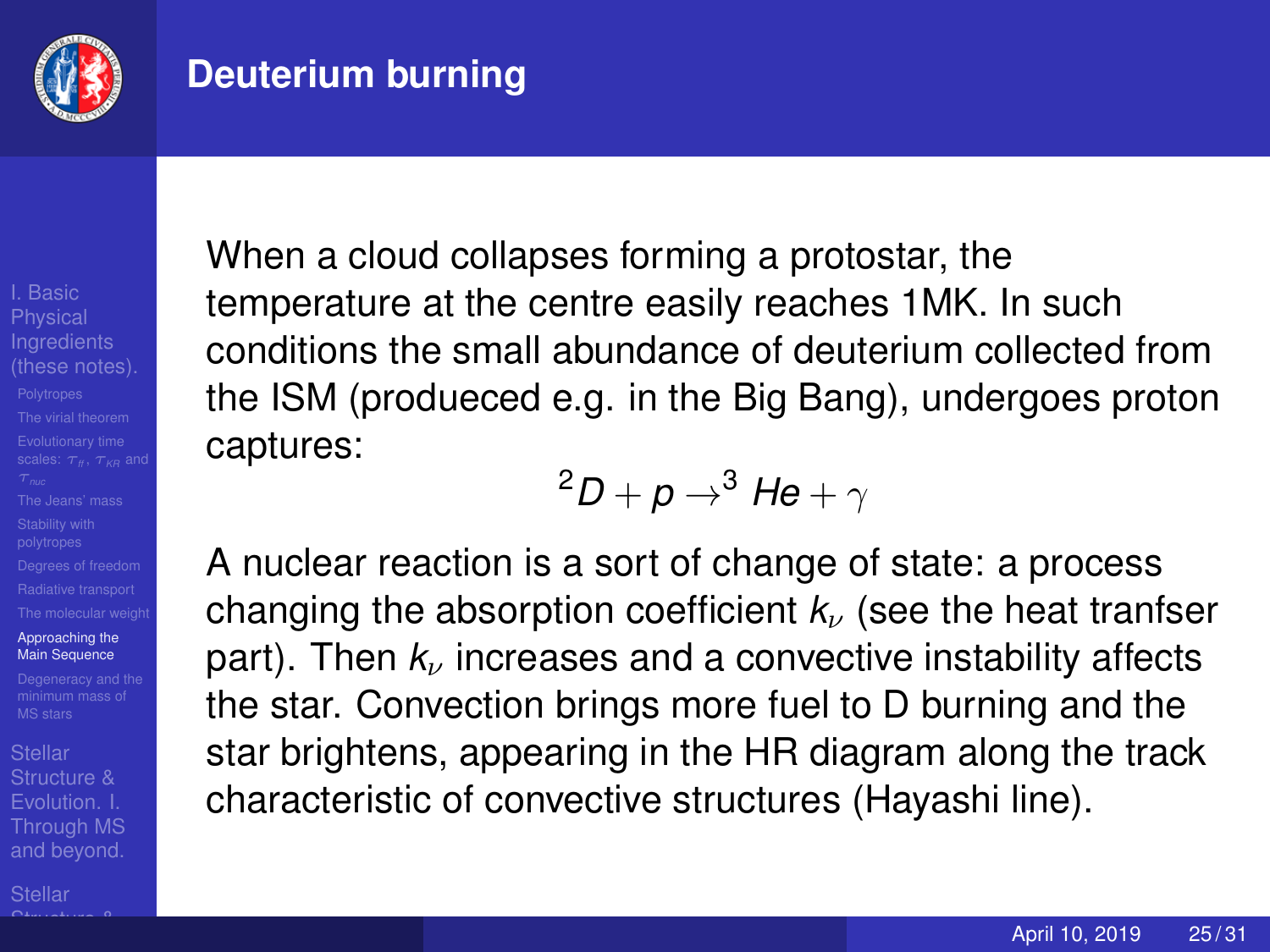# Deuterium burning

When a cloud collapses forming a protostar, the temperature at the centre easily reaches 1MK. In such conditions the small abundance of deuterium collected from the ISM (produeced e.g. in the Big Bang), undergoes proton captures:

$$^2D + p \rightarrow ^3He + \gamma$$

A nuclear reaction is a sort of change of state: a process changing the absorption coefficient $k_\nu$ (see the heat tranfser part). Then $k_\nu$ increases and a convective instability affects the star. Convection brings more fuel to D burning and the star brightens, appearing in the HR diagram along the track characteristic of convective structures (Hayashi line).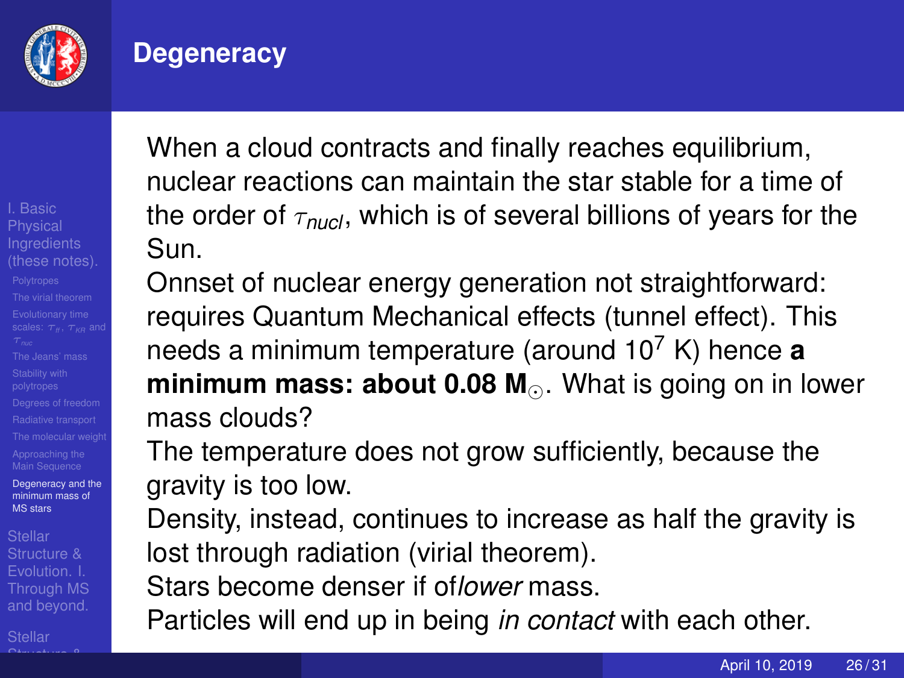# Degeneracy

When a cloud contracts and finally reaches equilibrium, nuclear reactions can maintain the star stable for a time of the order of $\tau_{nucl}$, which is of several billions of years for the Sun.

Onnset of nuclear energy generation not straightforward: requires Quantum Mechanical effects (tunnel effect). This needs a minimum temperature (around $10^7$ K) hence **a minimum mass: about 0.08 M$_\odot$**. What is going on in lower mass clouds?

The temperature does not grow sufficiently, because the gravity is too low.

Density, instead, continues to increase as half the gravity is lost through radiation (virial theorem).

Stars become denser if of*lower* mass.

Particles will end up in being *in contact* with each other.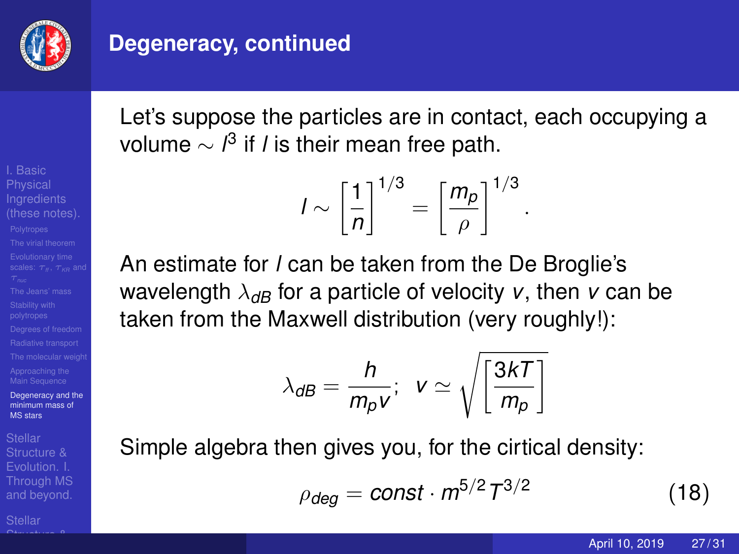## Degeneracy, continued

Let's suppose the particles are in contact, each occupying a volume $\sim l^3$ if $l$ is their mean free path.

$$l \sim \left[\frac{1}{n}\right]^{1/3} = \left[\frac{m_p}{\rho}\right]^{1/3}.$$

An estimate for $l$ can be taken from the De Broglie's wavelength $\lambda_{dB}$ for a particle of velocity $v$, then $v$ can be taken from the Maxwell distribution (very roughly!):

$$\lambda_{dB} = \frac{h}{m_p v}; \quad v \simeq \sqrt{\left[\frac{3kT}{m_p}\right]}$$

Simple algebra then gives you, for the cirtical density:

$$\rho_{deg} = const \cdot m^{5/2} T^{3/2} \tag{18}$$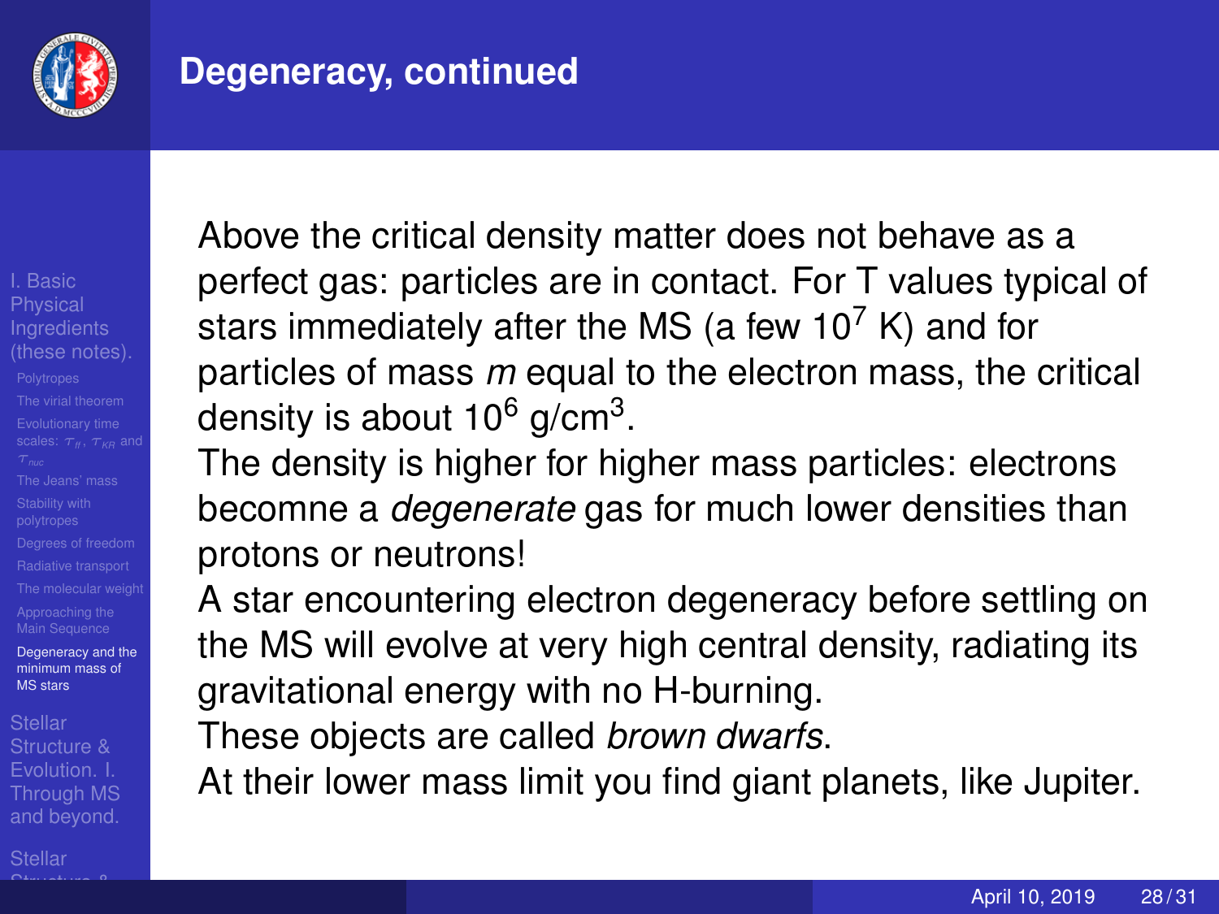## Degeneracy, continued

Above the critical density matter does not behave as a perfect gas: particles are in contact. For T values typical of stars immediately after the MS (a few $10^7$ K) and for particles of mass *m* equal to the electron mass, the critical density is about $10^6$ g/cm$^3$.

The density is higher for higher mass particles: electrons becomne a *degenerate* gas for much lower densities than protons or neutrons!

A star encountering electron degeneracy before settling on the MS will evolve at very high central density, radiating its gravitational energy with no H-burning.

These objects are called *brown dwarfs*.

At their lower mass limit you find giant planets, like Jupiter.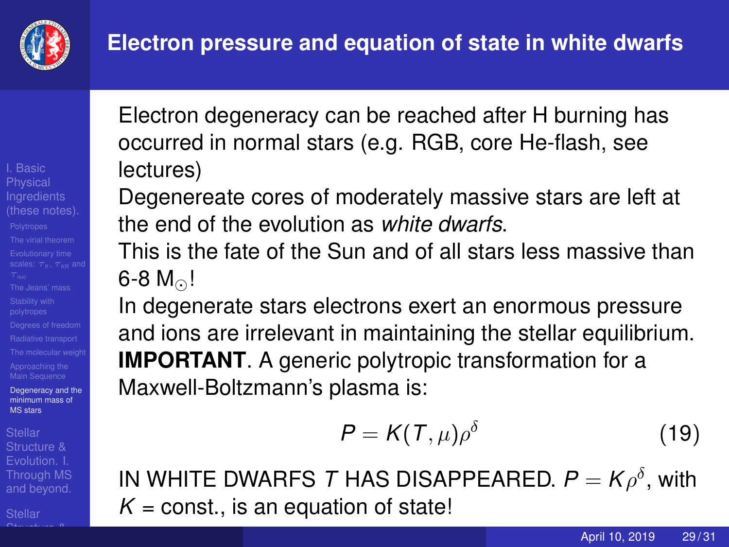# Electron pressure and equation of state in white dwarfs

Electron degeneracy can be reached after H burning has occurred in normal stars (e.g. RGB, core He-flash, see lectures)

Degenereate cores of moderately massive stars are left at the end of the evolution as *white dwarfs*.

This is the fate of the Sun and of all stars less massive than 6-8 $M_\odot$!

In degenerate stars electrons exert an enormous pressure and ions are irrelevant in maintaining the stellar equilibrium.

**IMPORTANT**. A generic polytropic transformation for a Maxwell-Boltzmann's plasma is:

$$P = K(T, \mu)\rho^{\delta} \tag{19}$$

IN WHITE DWARFS $T$ HAS DISAPPEARED. $P = K\rho^{\delta}$, with $K$ = const., is an equation of state!